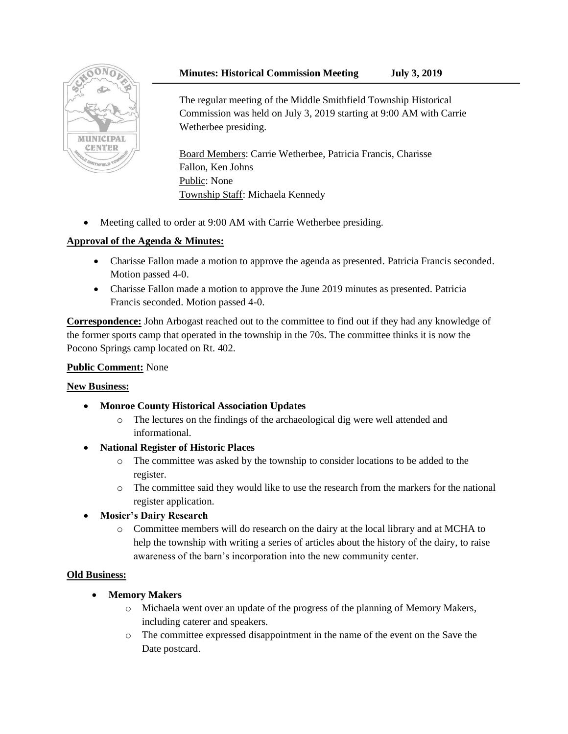**Minutes: Historical Commission Meeting July 3, 2019**

The regular meeting of the Middle Smithfield Township Historical Commission was held on July 3, 2019 starting at 9:00 AM with Carrie Wetherbee presiding.

Board Members: Carrie Wetherbee, Patricia Francis, Charisse Fallon, Ken Johns
Public: None
Township Staff: Michaela Kennedy

- Meeting called to order at 9:00 AM with Carrie Wetherbee presiding.

**Approval of the Agenda & Minutes:**

- Charisse Fallon made a motion to approve the agenda as presented. Patricia Francis seconded. Motion passed 4-0.
- Charisse Fallon made a motion to approve the June 2019 minutes as presented. Patricia Francis seconded. Motion passed 4-0.

**Correspondence:** John Arbogast reached out to the committee to find out if they had any knowledge of the former sports camp that operated in the township in the 70s. The committee thinks it is now the Pocono Springs camp located on Rt. 402.

**Public Comment:** None

**New Business:**

- **Monroe County Historical Association Updates**
  - The lectures on the findings of the archaeological dig were well attended and informational.
- **National Register of Historic Places**
  - The committee was asked by the township to consider locations to be added to the register.
  - The committee said they would like to use the research from the markers for the national register application.
- **Mosier's Dairy Research**
  - Committee members will do research on the dairy at the local library and at MCHA to help the township with writing a series of articles about the history of the dairy, to raise awareness of the barn's incorporation into the new community center.

**Old Business:**

- **Memory Makers**
  - Michaela went over an update of the progress of the planning of Memory Makers, including caterer and speakers.
  - The committee expressed disappointment in the name of the event on the Save the Date postcard.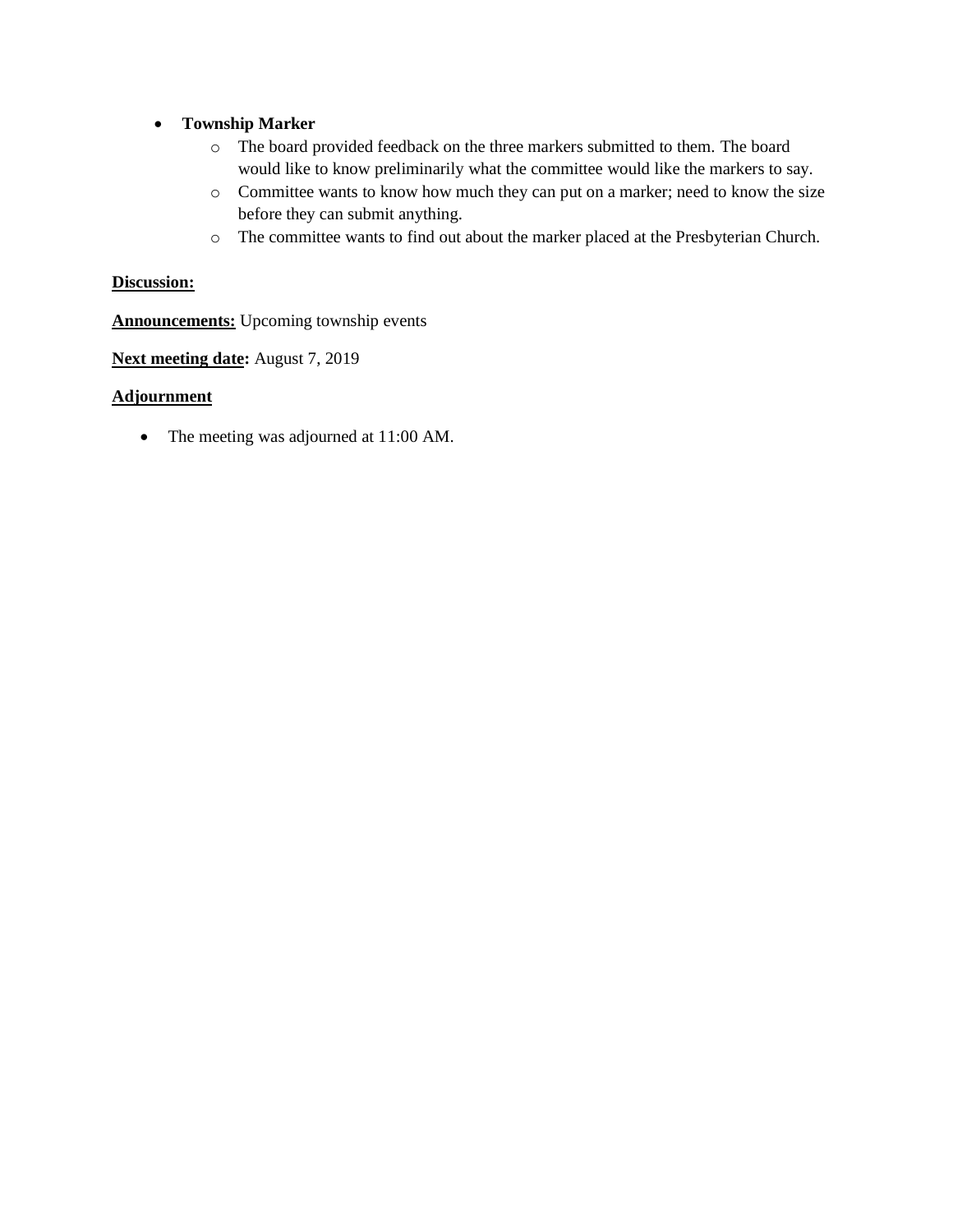- **Township Marker**
  - The board provided feedback on the three markers submitted to them. The board would like to know preliminarily what the committee would like the markers to say.
  - Committee wants to know how much they can put on a marker; need to know the size before they can submit anything.
  - The committee wants to find out about the marker placed at the Presbyterian Church.

**Discussion:**

**Announcements:** Upcoming township events

**Next meeting date:** August 7, 2019

**Adjournment**

- The meeting was adjourned at 11:00 AM.